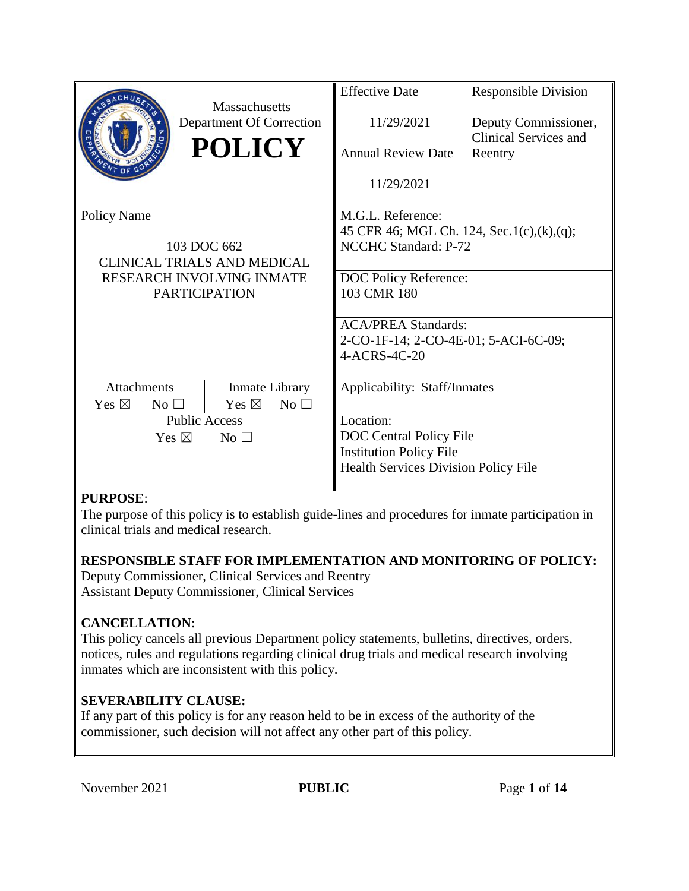| Massachusetts Department Of Correction **POLICY** | Effective Date<br>11/29/2021 | Responsible Division<br>Deputy Commissioner, Clinical Services and Reentry |
|---|---|---|
| | Annual Review Date<br>11/29/2021 | |
| Policy Name<br>103 DOC 662<br>CLINICAL TRIALS AND MEDICAL RESEARCH INVOLVING INMATE PARTICIPATION | M.G.L. Reference:<br>45 CFR 46; MGL Ch. 124, Sec.1(c),(k),(q); NCCHC Standard: P-72 | |
| | DOC Policy Reference:<br>103 CMR 180 | |
| | ACA/PREA Standards:<br>2-CO-1F-14; 2-CO-4E-01; 5-ACI-6C-09; 4-ACRS-4C-20 | |
| Attachments: Yes ☒ No ☐ / Inmate Library: Yes ☒ No ☐ | Applicability: Staff/Inmates | |
| Public Access<br>Yes ☒ No ☐ | Location:<br>DOC Central Policy File<br>Institution Policy File<br>Health Services Division Policy File | |

**PURPOSE**:

The purpose of this policy is to establish guide-lines and procedures for inmate participation in clinical trials and medical research.

**RESPONSIBLE STAFF FOR IMPLEMENTATION AND MONITORING OF POLICY:**

Deputy Commissioner, Clinical Services and Reentry
Assistant Deputy Commissioner, Clinical Services

**CANCELLATION**:

This policy cancels all previous Department policy statements, bulletins, directives, orders, notices, rules and regulations regarding clinical drug trials and medical research involving inmates which are inconsistent with this policy.

**SEVERABILITY CLAUSE:**

If any part of this policy is for any reason held to be in excess of the authority of the commissioner, such decision will not affect any other part of this policy.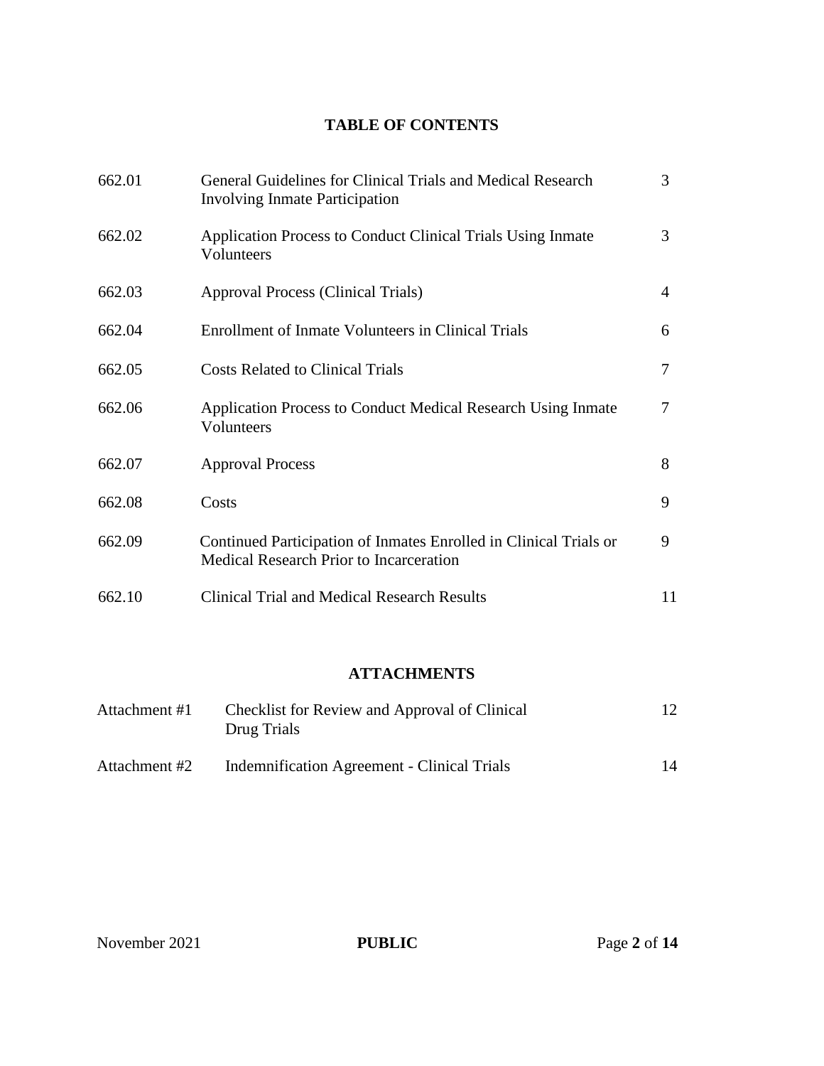## TABLE OF CONTENTS

| | | |
|---|---|---|
| 662.01 | General Guidelines for Clinical Trials and Medical Research Involving Inmate Participation | 3 |
| 662.02 | Application Process to Conduct Clinical Trials Using Inmate Volunteers | 3 |
| 662.03 | Approval Process (Clinical Trials) | 4 |
| 662.04 | Enrollment of Inmate Volunteers in Clinical Trials | 6 |
| 662.05 | Costs Related to Clinical Trials | 7 |
| 662.06 | Application Process to Conduct Medical Research Using Inmate Volunteers | 7 |
| 662.07 | Approval Process | 8 |
| 662.08 | Costs | 9 |
| 662.09 | Continued Participation of Inmates Enrolled in Clinical Trials or Medical Research Prior to Incarceration | 9 |
| 662.10 | Clinical Trial and Medical Research Results | 11 |

## ATTACHMENTS

| | | |
|---|---|---|
| Attachment #1 | Checklist for Review and Approval of Clinical Drug Trials | 12 |
| Attachment #2 | Indemnification Agreement - Clinical Trials | 14 |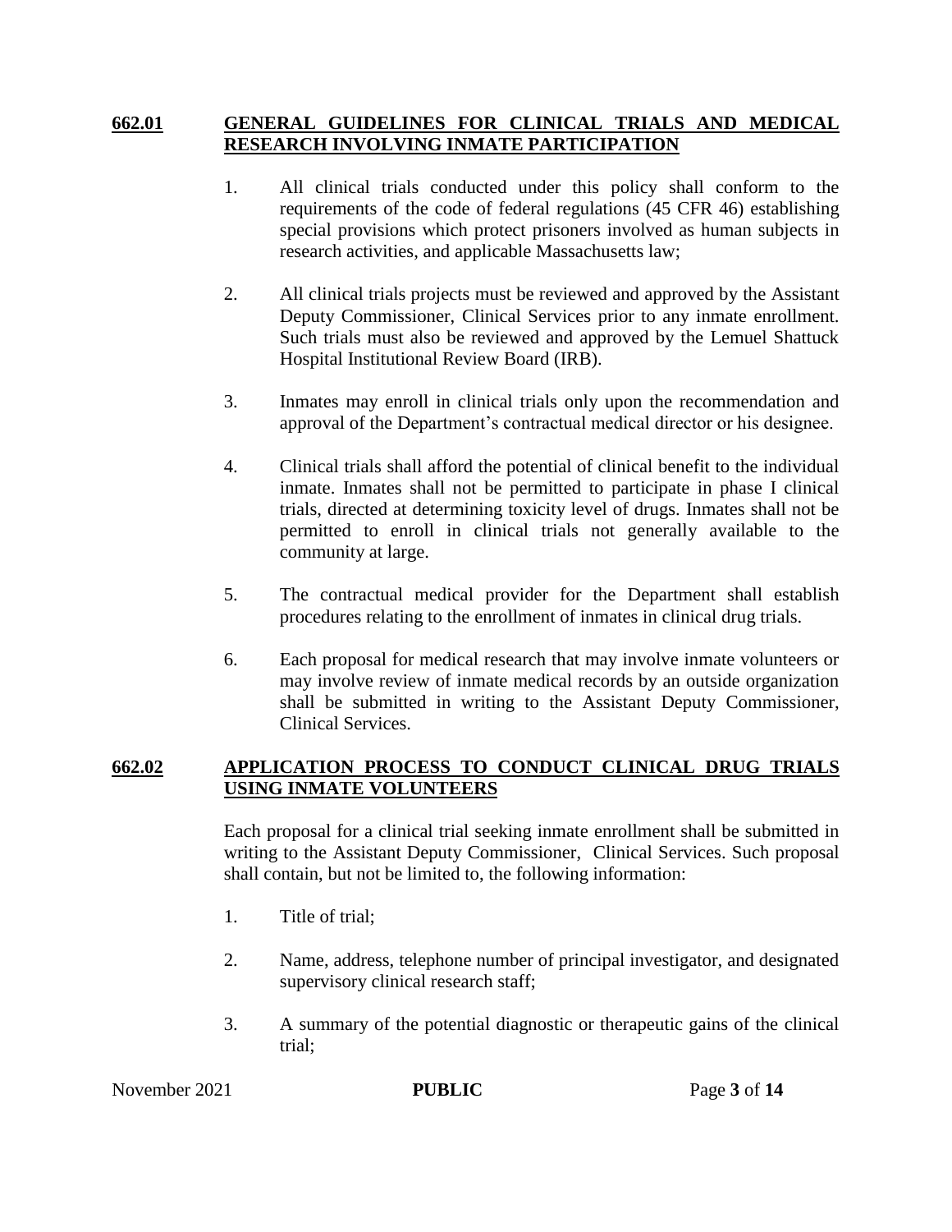## **662.01 GENERAL GUIDELINES FOR CLINICAL TRIALS AND MEDICAL RESEARCH INVOLVING INMATE PARTICIPATION**

1. All clinical trials conducted under this policy shall conform to the requirements of the code of federal regulations (45 CFR 46) establishing special provisions which protect prisoners involved as human subjects in research activities, and applicable Massachusetts law;

2. All clinical trials projects must be reviewed and approved by the Assistant Deputy Commissioner, Clinical Services prior to any inmate enrollment. Such trials must also be reviewed and approved by the Lemuel Shattuck Hospital Institutional Review Board (IRB).

3. Inmates may enroll in clinical trials only upon the recommendation and approval of the Department's contractual medical director or his designee.

4. Clinical trials shall afford the potential of clinical benefit to the individual inmate. Inmates shall not be permitted to participate in phase I clinical trials, directed at determining toxicity level of drugs. Inmates shall not be permitted to enroll in clinical trials not generally available to the community at large.

5. The contractual medical provider for the Department shall establish procedures relating to the enrollment of inmates in clinical drug trials.

6. Each proposal for medical research that may involve inmate volunteers or may involve review of inmate medical records by an outside organization shall be submitted in writing to the Assistant Deputy Commissioner, Clinical Services.

## **662.02 APPLICATION PROCESS TO CONDUCT CLINICAL DRUG TRIALS USING INMATE VOLUNTEERS**

Each proposal for a clinical trial seeking inmate enrollment shall be submitted in writing to the Assistant Deputy Commissioner, Clinical Services. Such proposal shall contain, but not be limited to, the following information:

1. Title of trial;

2. Name, address, telephone number of principal investigator, and designated supervisory clinical research staff;

3. A summary of the potential diagnostic or therapeutic gains of the clinical trial;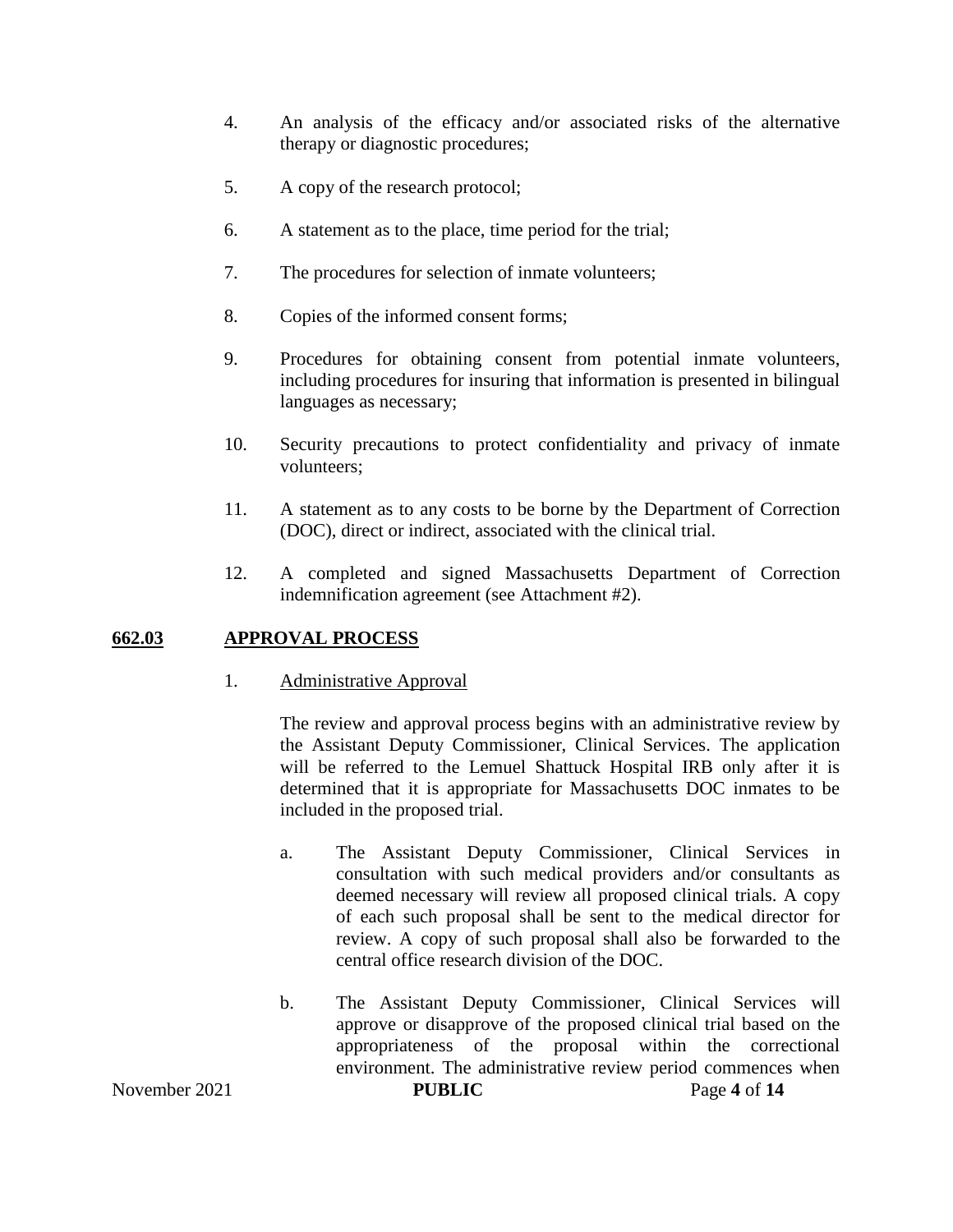4. An analysis of the efficacy and/or associated risks of the alternative therapy or diagnostic procedures;

5. A copy of the research protocol;

6. A statement as to the place, time period for the trial;

7. The procedures for selection of inmate volunteers;

8. Copies of the informed consent forms;

9. Procedures for obtaining consent from potential inmate volunteers, including procedures for insuring that information is presented in bilingual languages as necessary;

10. Security precautions to protect confidentiality and privacy of inmate volunteers;

11. A statement as to any costs to be borne by the Department of Correction (DOC), direct or indirect, associated with the clinical trial.

12. A completed and signed Massachusetts Department of Correction indemnification agreement (see Attachment #2).

## 662.03 APPROVAL PROCESS

1. Administrative Approval

   The review and approval process begins with an administrative review by the Assistant Deputy Commissioner, Clinical Services. The application will be referred to the Lemuel Shattuck Hospital IRB only after it is determined that it is appropriate for Massachusetts DOC inmates to be included in the proposed trial.

   a. The Assistant Deputy Commissioner, Clinical Services in consultation with such medical providers and/or consultants as deemed necessary will review all proposed clinical trials. A copy of each such proposal shall be sent to the medical director for review. A copy of such proposal shall also be forwarded to the central office research division of the DOC.

   b. The Assistant Deputy Commissioner, Clinical Services will approve or disapprove of the proposed clinical trial based on the appropriateness of the proposal within the correctional environment. The administrative review period commences when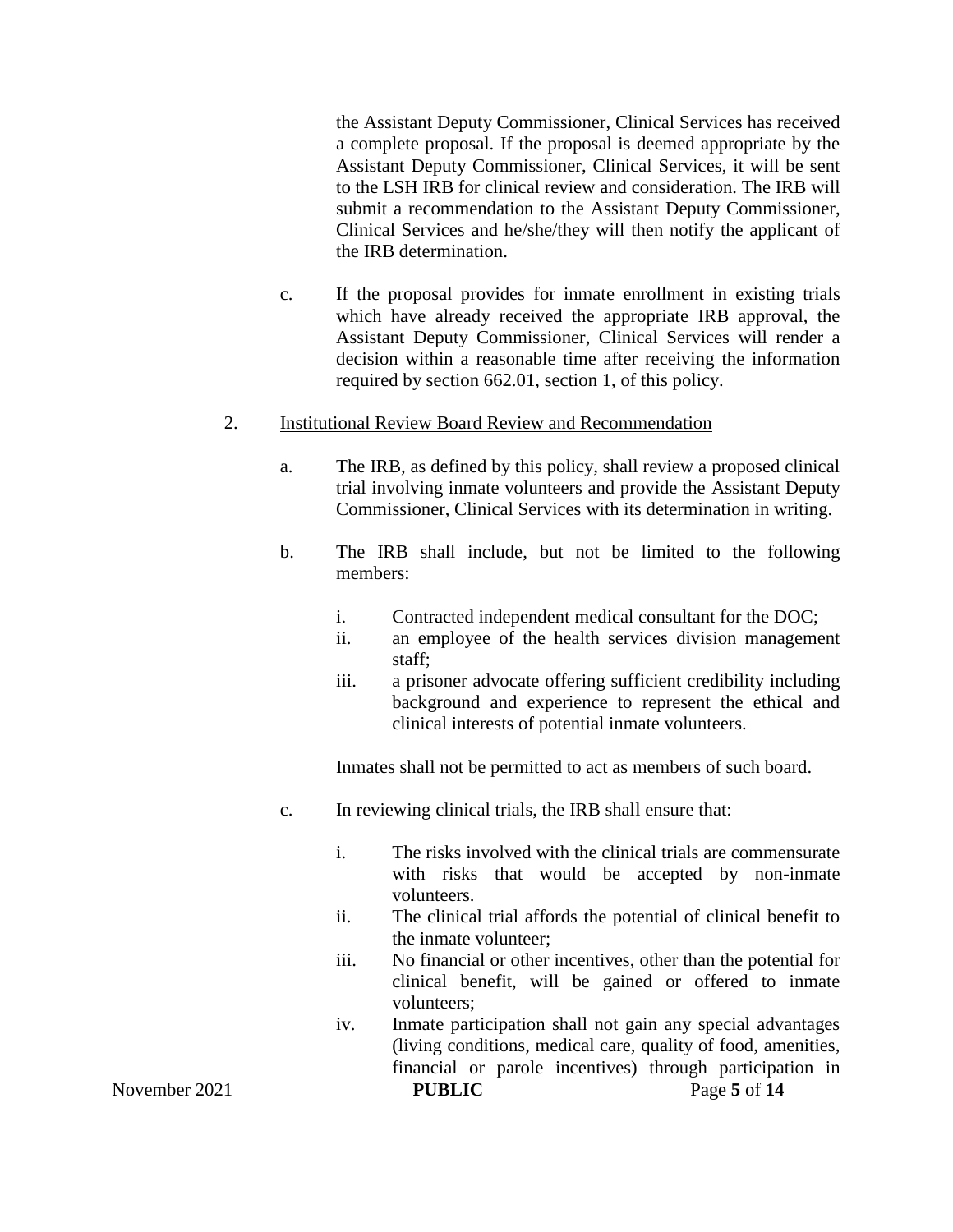the Assistant Deputy Commissioner, Clinical Services has received a complete proposal. If the proposal is deemed appropriate by the Assistant Deputy Commissioner, Clinical Services, it will be sent to the LSH IRB for clinical review and consideration. The IRB will submit a recommendation to the Assistant Deputy Commissioner, Clinical Services and he/she/they will then notify the applicant of the IRB determination.

c. If the proposal provides for inmate enrollment in existing trials which have already received the appropriate IRB approval, the Assistant Deputy Commissioner, Clinical Services will render a decision within a reasonable time after receiving the information required by section 662.01, section 1, of this policy.

2. <u>Institutional Review Board Review and Recommendation</u>

a. The IRB, as defined by this policy, shall review a proposed clinical trial involving inmate volunteers and provide the Assistant Deputy Commissioner, Clinical Services with its determination in writing.

b. The IRB shall include, but not be limited to the following members:

i. Contracted independent medical consultant for the DOC;
ii. an employee of the health services division management staff;
iii. a prisoner advocate offering sufficient credibility including background and experience to represent the ethical and clinical interests of potential inmate volunteers.

Inmates shall not be permitted to act as members of such board.

c. In reviewing clinical trials, the IRB shall ensure that:

i. The risks involved with the clinical trials are commensurate with risks that would be accepted by non-inmate volunteers.
ii. The clinical trial affords the potential of clinical benefit to the inmate volunteer;
iii. No financial or other incentives, other than the potential for clinical benefit, will be gained or offered to inmate volunteers;
iv. Inmate participation shall not gain any special advantages (living conditions, medical care, quality of food, amenities, financial or parole incentives) through participation in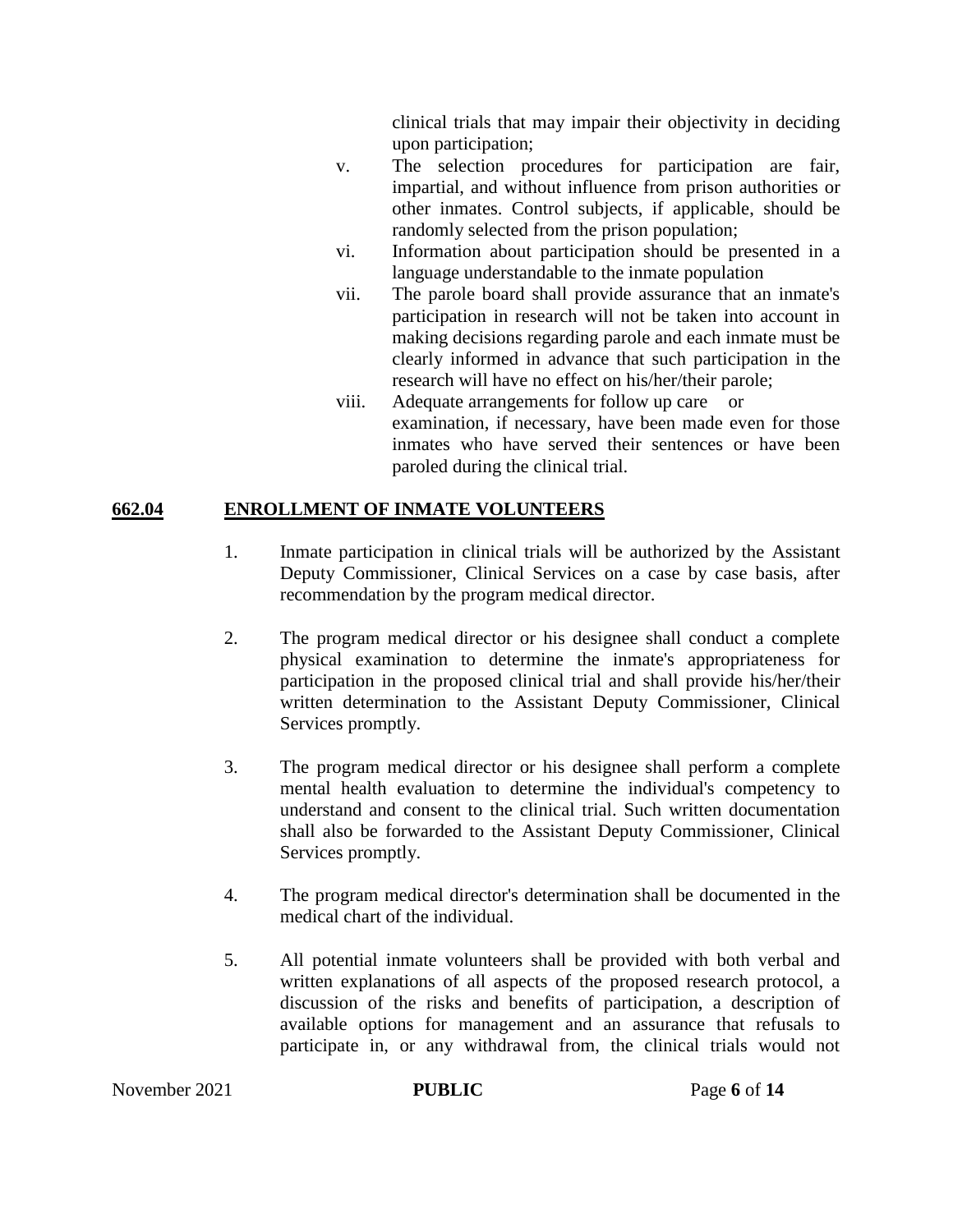clinical trials that may impair their objectivity in deciding upon participation;

v. The selection procedures for participation are fair, impartial, and without influence from prison authorities or other inmates. Control subjects, if applicable, should be randomly selected from the prison population;

vi. Information about participation should be presented in a language understandable to the inmate population

vii. The parole board shall provide assurance that an inmate's participation in research will not be taken into account in making decisions regarding parole and each inmate must be clearly informed in advance that such participation in the research will have no effect on his/her/their parole;

viii. Adequate arrangements for follow up care or examination, if necessary, have been made even for those inmates who have served their sentences or have been paroled during the clinical trial.

## 662.04 ENROLLMENT OF INMATE VOLUNTEERS

1. Inmate participation in clinical trials will be authorized by the Assistant Deputy Commissioner, Clinical Services on a case by case basis, after recommendation by the program medical director.

2. The program medical director or his designee shall conduct a complete physical examination to determine the inmate's appropriateness for participation in the proposed clinical trial and shall provide his/her/their written determination to the Assistant Deputy Commissioner, Clinical Services promptly.

3. The program medical director or his designee shall perform a complete mental health evaluation to determine the individual's competency to understand and consent to the clinical trial. Such written documentation shall also be forwarded to the Assistant Deputy Commissioner, Clinical Services promptly.

4. The program medical director's determination shall be documented in the medical chart of the individual.

5. All potential inmate volunteers shall be provided with both verbal and written explanations of all aspects of the proposed research protocol, a discussion of the risks and benefits of participation, a description of available options for management and an assurance that refusals to participate in, or any withdrawal from, the clinical trials would not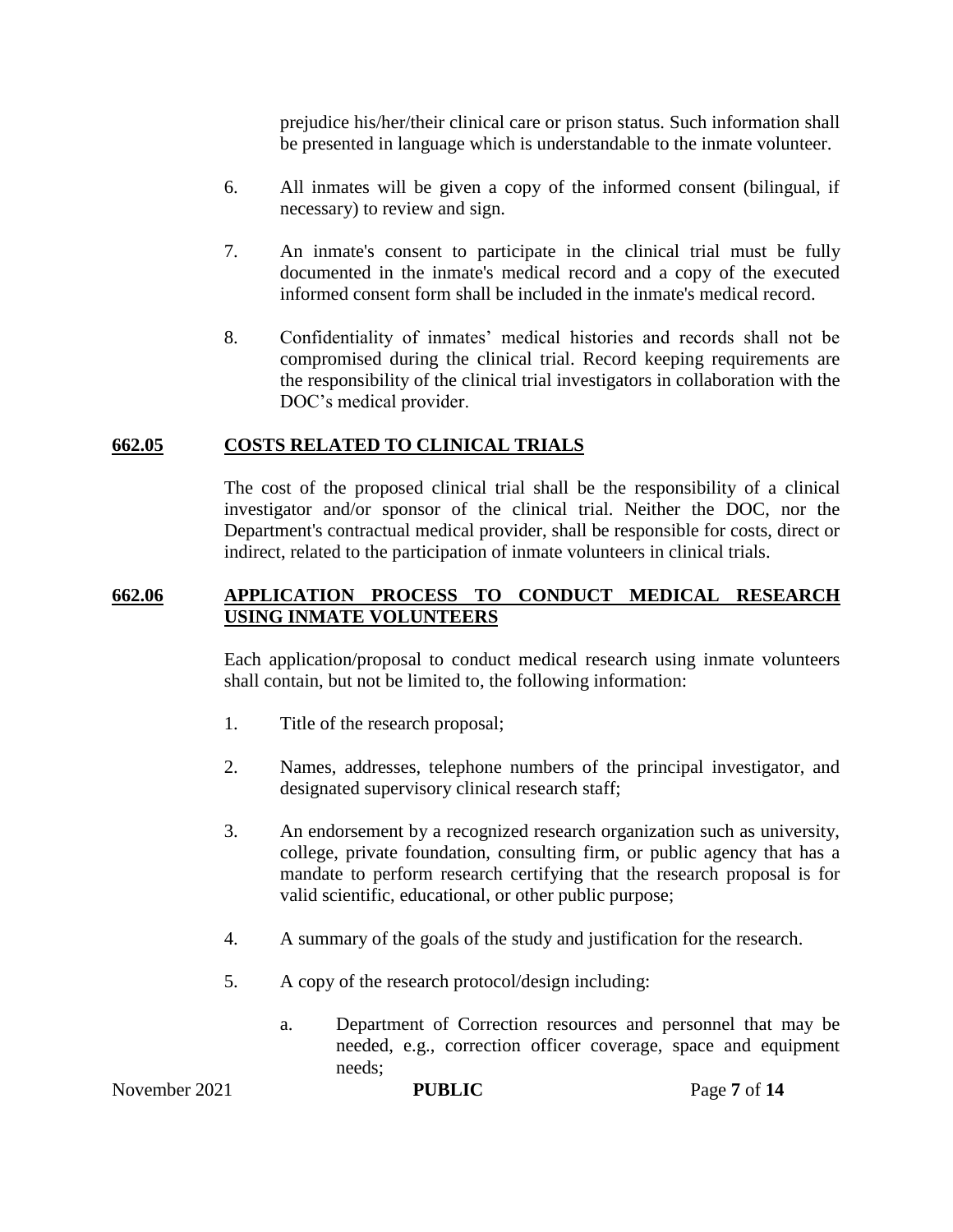prejudice his/her/their clinical care or prison status. Such information shall be presented in language which is understandable to the inmate volunteer.

6. All inmates will be given a copy of the informed consent (bilingual, if necessary) to review and sign.

7. An inmate's consent to participate in the clinical trial must be fully documented in the inmate's medical record and a copy of the executed informed consent form shall be included in the inmate's medical record.

8. Confidentiality of inmates' medical histories and records shall not be compromised during the clinical trial. Record keeping requirements are the responsibility of the clinical trial investigators in collaboration with the DOC's medical provider.

## 662.05 COSTS RELATED TO CLINICAL TRIALS

The cost of the proposed clinical trial shall be the responsibility of a clinical investigator and/or sponsor of the clinical trial. Neither the DOC, nor the Department's contractual medical provider, shall be responsible for costs, direct or indirect, related to the participation of inmate volunteers in clinical trials.

## 662.06 APPLICATION PROCESS TO CONDUCT MEDICAL RESEARCH USING INMATE VOLUNTEERS

Each application/proposal to conduct medical research using inmate volunteers shall contain, but not be limited to, the following information:

1. Title of the research proposal;

2. Names, addresses, telephone numbers of the principal investigator, and designated supervisory clinical research staff;

3. An endorsement by a recognized research organization such as university, college, private foundation, consulting firm, or public agency that has a mandate to perform research certifying that the research proposal is for valid scientific, educational, or other public purpose;

4. A summary of the goals of the study and justification for the research.

5. A copy of the research protocol/design including:

    a. Department of Correction resources and personnel that may be needed, e.g., correction officer coverage, space and equipment needs;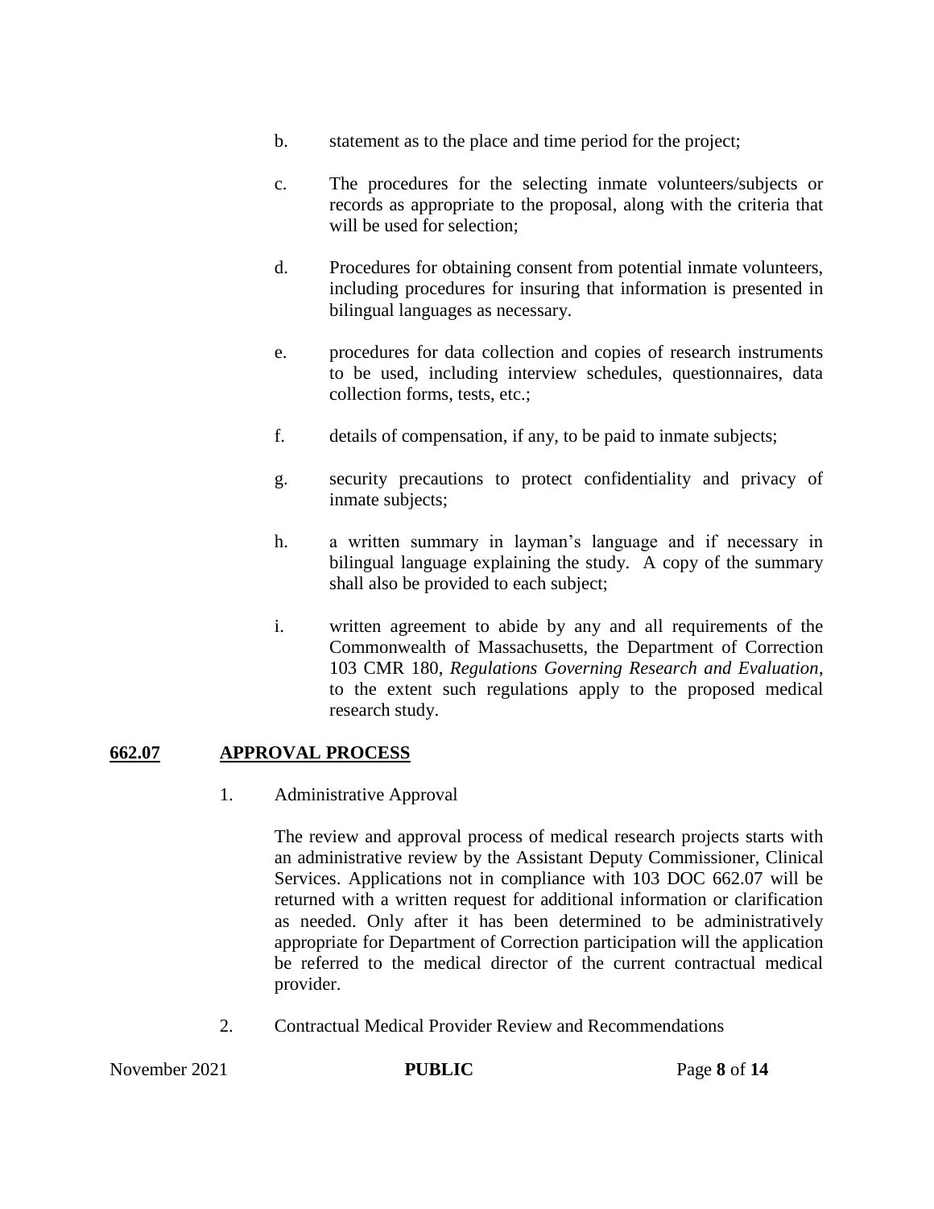b. statement as to the place and time period for the project;

c. The procedures for the selecting inmate volunteers/subjects or records as appropriate to the proposal, along with the criteria that will be used for selection;

d. Procedures for obtaining consent from potential inmate volunteers, including procedures for insuring that information is presented in bilingual languages as necessary.

e. procedures for data collection and copies of research instruments to be used, including interview schedules, questionnaires, data collection forms, tests, etc.;

f. details of compensation, if any, to be paid to inmate subjects;

g. security precautions to protect confidentiality and privacy of inmate subjects;

h. a written summary in layman's language and if necessary in bilingual language explaining the study. A copy of the summary shall also be provided to each subject;

i. written agreement to abide by any and all requirements of the Commonwealth of Massachusetts, the Department of Correction 103 CMR 180, *Regulations Governing Research and Evaluation*, to the extent such regulations apply to the proposed medical research study.

## 662.07 APPROVAL PROCESS

1. Administrative Approval

   The review and approval process of medical research projects starts with an administrative review by the Assistant Deputy Commissioner, Clinical Services. Applications not in compliance with 103 DOC 662.07 will be returned with a written request for additional information or clarification as needed. Only after it has been determined to be administratively appropriate for Department of Correction participation will the application be referred to the medical director of the current contractual medical provider.

2. Contractual Medical Provider Review and Recommendations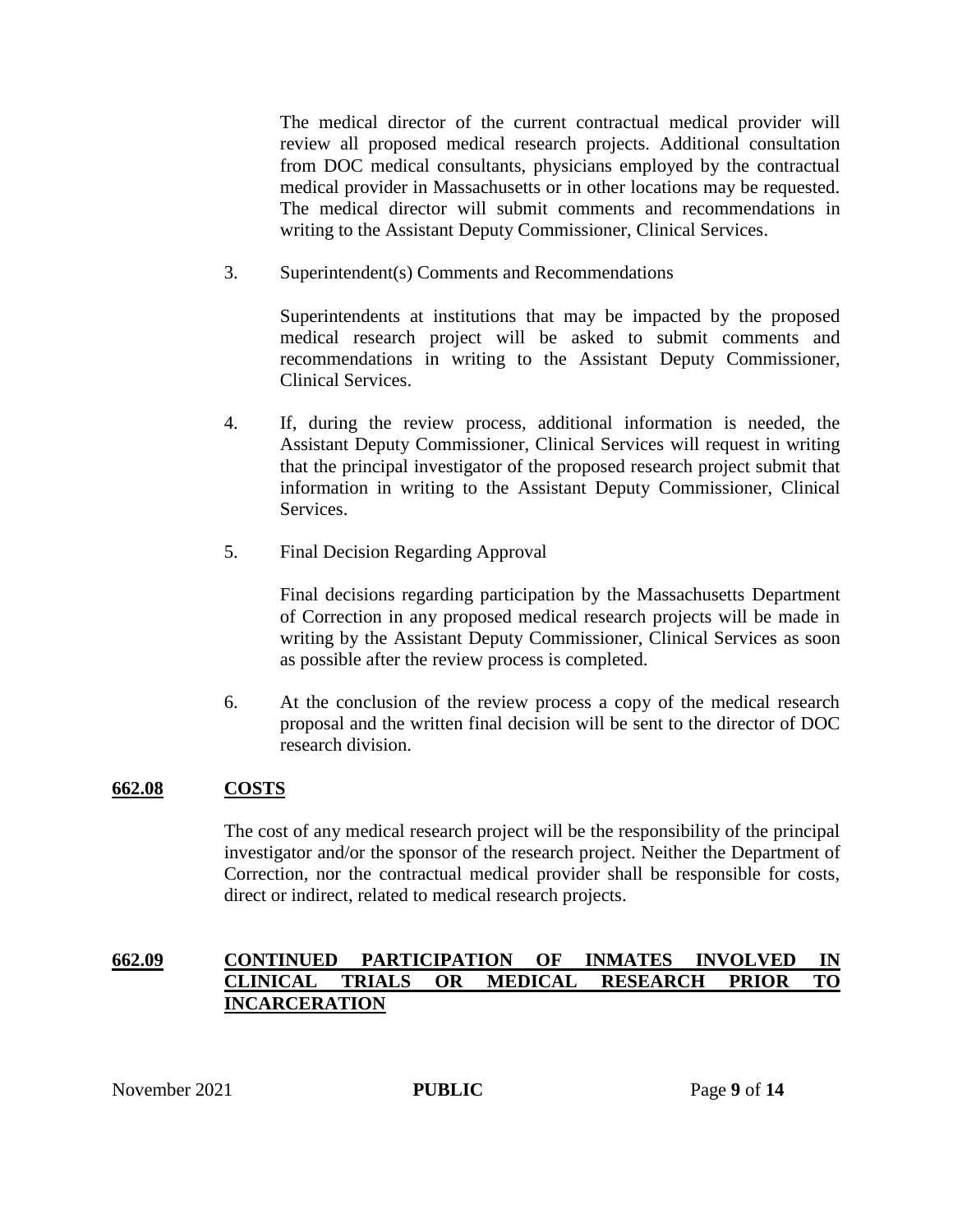The medical director of the current contractual medical provider will review all proposed medical research projects. Additional consultation from DOC medical consultants, physicians employed by the contractual medical provider in Massachusetts or in other locations may be requested. The medical director will submit comments and recommendations in writing to the Assistant Deputy Commissioner, Clinical Services.

3. Superintendent(s) Comments and Recommendations

   Superintendents at institutions that may be impacted by the proposed medical research project will be asked to submit comments and recommendations in writing to the Assistant Deputy Commissioner, Clinical Services.

4. If, during the review process, additional information is needed, the Assistant Deputy Commissioner, Clinical Services will request in writing that the principal investigator of the proposed research project submit that information in writing to the Assistant Deputy Commissioner, Clinical Services.

5. Final Decision Regarding Approval

   Final decisions regarding participation by the Massachusetts Department of Correction in any proposed medical research projects will be made in writing by the Assistant Deputy Commissioner, Clinical Services as soon as possible after the review process is completed.

6. At the conclusion of the review process a copy of the medical research proposal and the written final decision will be sent to the director of DOC research division.

## **662.08 COSTS**

The cost of any medical research project will be the responsibility of the principal investigator and/or the sponsor of the research project. Neither the Department of Correction, nor the contractual medical provider shall be responsible for costs, direct or indirect, related to medical research projects.

## **662.09 CONTINUED PARTICIPATION OF INMATES INVOLVED IN CLINICAL TRIALS OR MEDICAL RESEARCH PRIOR TO INCARCERATION**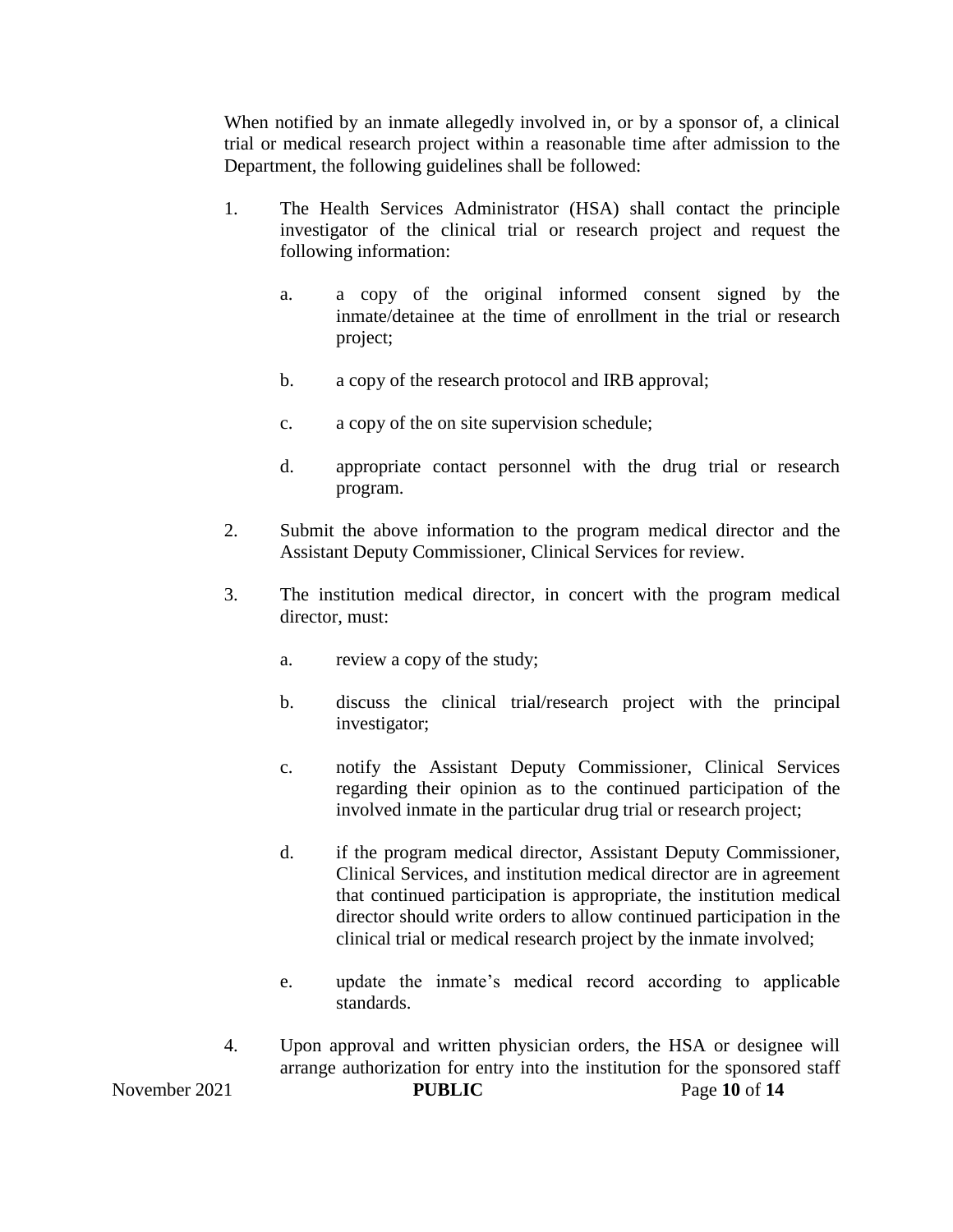When notified by an inmate allegedly involved in, or by a sponsor of, a clinical trial or medical research project within a reasonable time after admission to the Department, the following guidelines shall be followed:

1. The Health Services Administrator (HSA) shall contact the principle investigator of the clinical trial or research project and request the following information:

    a. a copy of the original informed consent signed by the inmate/detainee at the time of enrollment in the trial or research project;

    b. a copy of the research protocol and IRB approval;

    c. a copy of the on site supervision schedule;

    d. appropriate contact personnel with the drug trial or research program.

2. Submit the above information to the program medical director and the Assistant Deputy Commissioner, Clinical Services for review.

3. The institution medical director, in concert with the program medical director, must:

    a. review a copy of the study;

    b. discuss the clinical trial/research project with the principal investigator;

    c. notify the Assistant Deputy Commissioner, Clinical Services regarding their opinion as to the continued participation of the involved inmate in the particular drug trial or research project;

    d. if the program medical director, Assistant Deputy Commissioner, Clinical Services, and institution medical director are in agreement that continued participation is appropriate, the institution medical director should write orders to allow continued participation in the clinical trial or medical research project by the inmate involved;

    e. update the inmate's medical record according to applicable standards.

4. Upon approval and written physician orders, the HSA or designee will arrange authorization for entry into the institution for the sponsored staff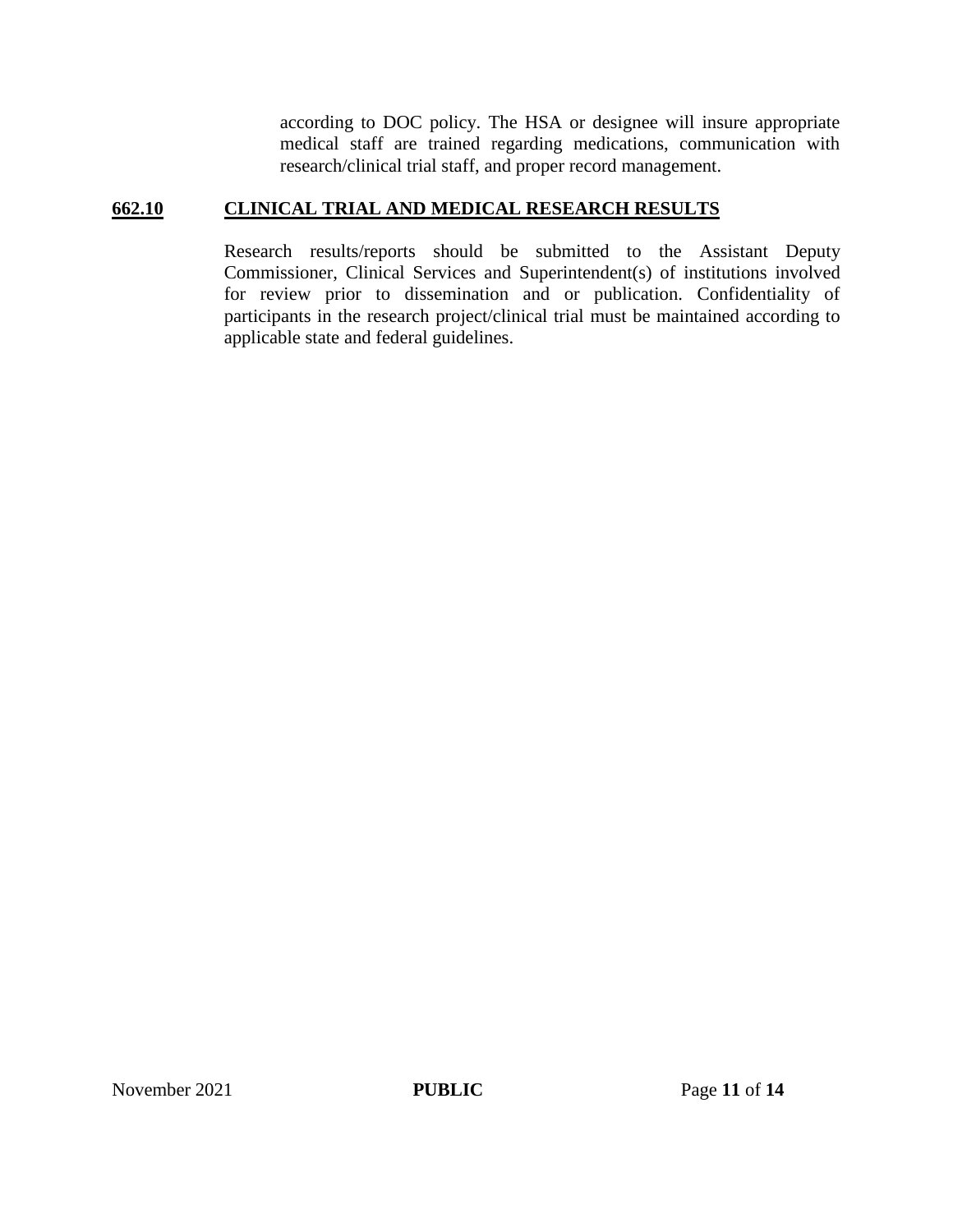according to DOC policy. The HSA or designee will insure appropriate medical staff are trained regarding medications, communication with research/clinical trial staff, and proper record management.

## 662.10 CLINICAL TRIAL AND MEDICAL RESEARCH RESULTS

Research results/reports should be submitted to the Assistant Deputy Commissioner, Clinical Services and Superintendent(s) of institutions involved for review prior to dissemination and or publication. Confidentiality of participants in the research project/clinical trial must be maintained according to applicable state and federal guidelines.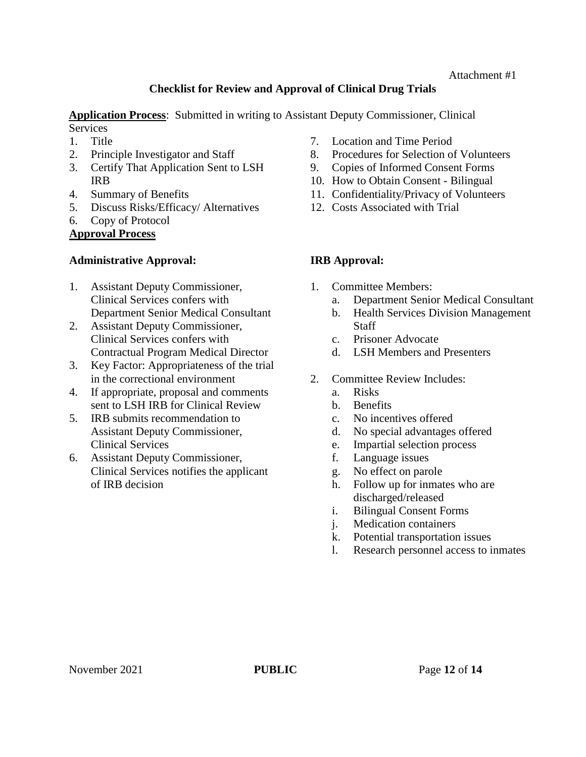Attachment #1

## Checklist for Review and Approval of Clinical Drug Trials

**Application Process**: Submitted in writing to Assistant Deputy Commissioner, Clinical Services

1. Title
2. Principle Investigator and Staff
3. Certify That Application Sent to LSH IRB
4. Summary of Benefits
5. Discuss Risks/Efficacy/ Alternatives
6. Copy of Protocol
7. Location and Time Period
8. Procedures for Selection of Volunteers
9. Copies of Informed Consent Forms
10. How to Obtain Consent - Bilingual
11. Confidentiality/Privacy of Volunteers
12. Costs Associated with Trial

**Approval Process**

### Administrative Approval:

1. Assistant Deputy Commissioner, Clinical Services confers with Department Senior Medical Consultant
2. Assistant Deputy Commissioner, Clinical Services confers with Contractual Program Medical Director
3. Key Factor: Appropriateness of the trial in the correctional environment
4. If appropriate, proposal and comments sent to LSH IRB for Clinical Review
5. IRB submits recommendation to Assistant Deputy Commissioner, Clinical Services
6. Assistant Deputy Commissioner, Clinical Services notifies the applicant of IRB decision

### IRB Approval:

1. Committee Members:
   a. Department Senior Medical Consultant
   b. Health Services Division Management Staff
   c. Prisoner Advocate
   d. LSH Members and Presenters

2. Committee Review Includes:
   a. Risks
   b. Benefits
   c. No incentives offered
   d. No special advantages offered
   e. Impartial selection process
   f. Language issues
   g. No effect on parole
   h. Follow up for inmates who are discharged/released
   i. Bilingual Consent Forms
   j. Medication containers
   k. Potential transportation issues
   l. Research personnel access to inmates

November 2021 **PUBLIC**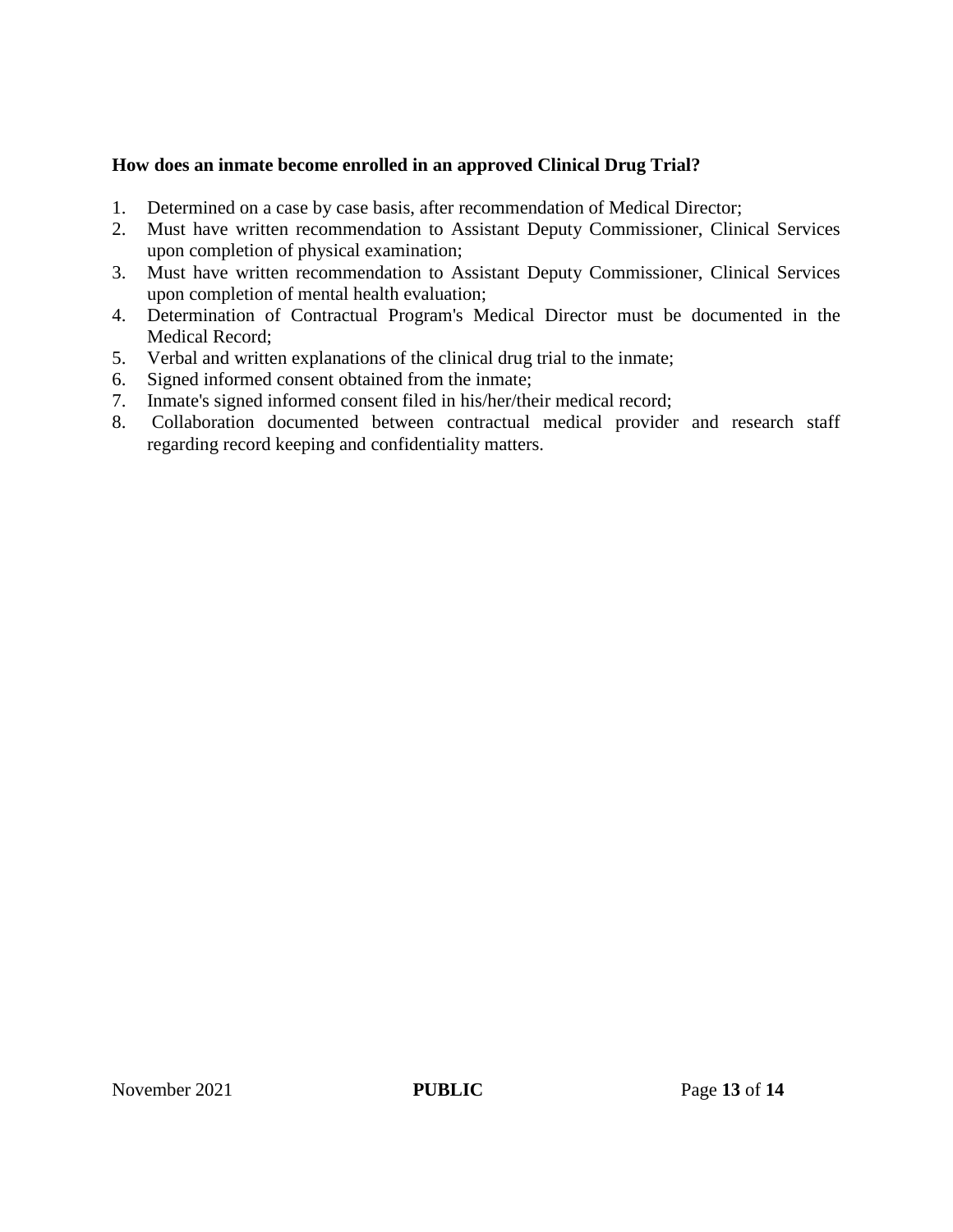**How does an inmate become enrolled in an approved Clinical Drug Trial?**

1. Determined on a case by case basis, after recommendation of Medical Director;
2. Must have written recommendation to Assistant Deputy Commissioner, Clinical Services upon completion of physical examination;
3. Must have written recommendation to Assistant Deputy Commissioner, Clinical Services upon completion of mental health evaluation;
4. Determination of Contractual Program's Medical Director must be documented in the Medical Record;
5. Verbal and written explanations of the clinical drug trial to the inmate;
6. Signed informed consent obtained from the inmate;
7. Inmate's signed informed consent filed in his/her/their medical record;
8. Collaboration documented between contractual medical provider and research staff regarding record keeping and confidentiality matters.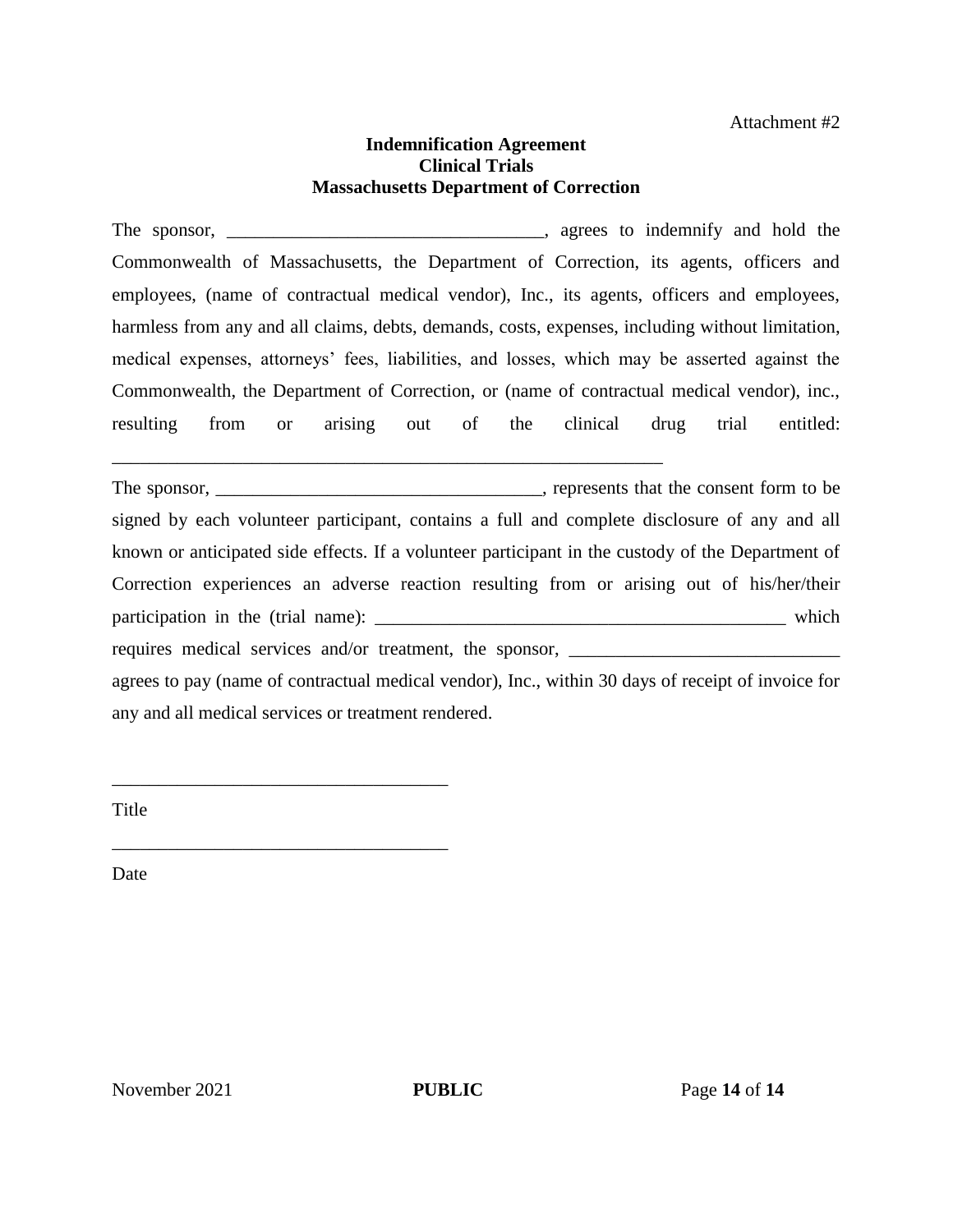Attachment #2

**Indemnification Agreement**
**Clinical Trials**
**Massachusetts Department of Correction**

The sponsor, __________________________________, agrees to indemnify and hold the Commonwealth of Massachusetts, the Department of Correction, its agents, officers and employees, (name of contractual medical vendor), Inc., its agents, officers and employees, harmless from any and all claims, debts, demands, costs, expenses, including without limitation, medical expenses, attorneys' fees, liabilities, and losses, which may be asserted against the Commonwealth, the Department of Correction, or (name of contractual medical vendor), inc., resulting from or arising out of the clinical drug trial entitled: ____________________________________________________________

The sponsor, ___________________________________, represents that the consent form to be signed by each volunteer participant, contains a full and complete disclosure of any and all known or anticipated side effects. If a volunteer participant in the custody of the Department of Correction experiences an adverse reaction resulting from or arising out of his/her/their participation in the (trial name): _____________________________________________ which requires medical services and/or treatment, the sponsor, _____________________________ agrees to pay (name of contractual medical vendor), Inc., within 30 days of receipt of invoice for any and all medical services or treatment rendered.

____________________________________
Title

____________________________________
Date

November 2021 **PUBLIC**